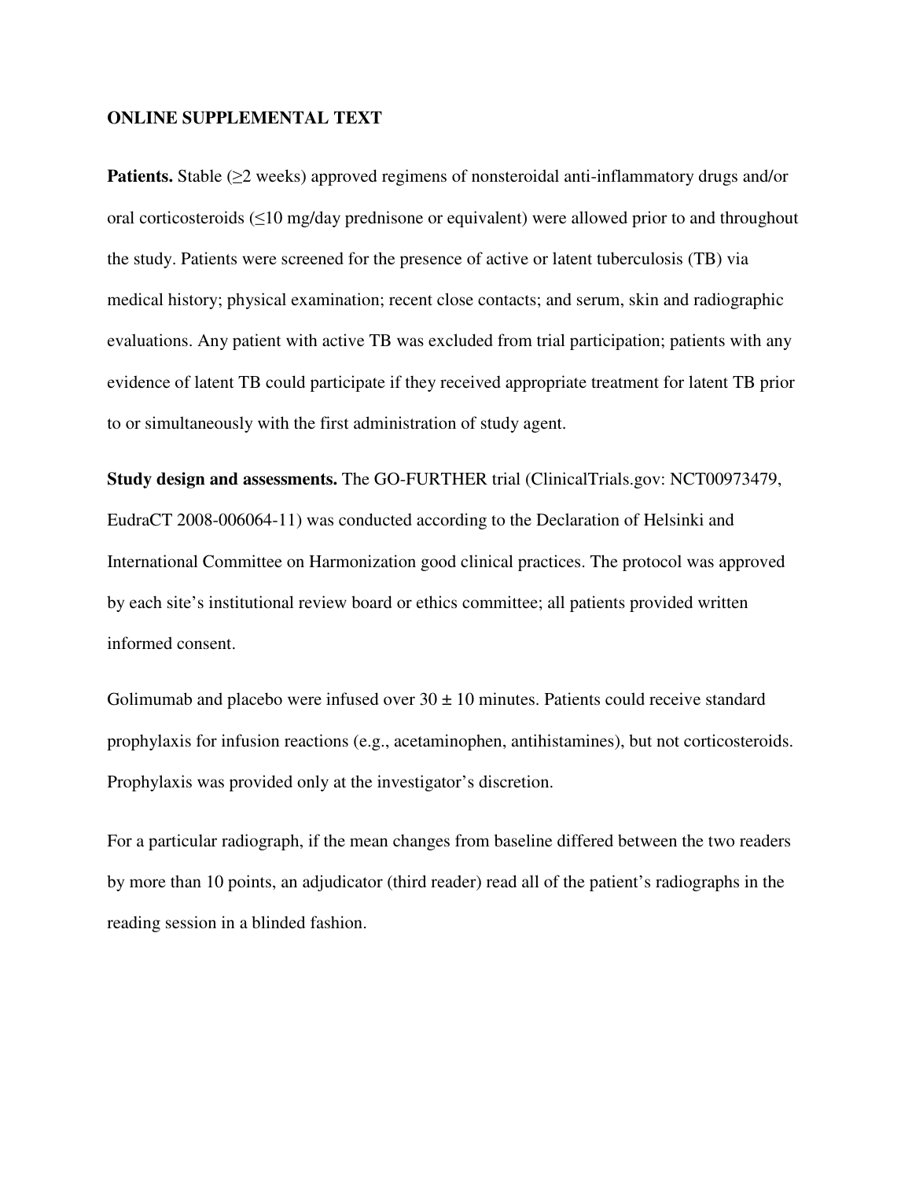# ONLINE SUPPLEMENTAL TEXT

**Patients.** Stable (≥2 weeks) approved regimens of nonsteroidal anti-inflammatory drugs and/or oral corticosteroids (≤10 mg/day prednisone or equivalent) were allowed prior to and throughout the study. Patients were screened for the presence of active or latent tuberculosis (TB) via medical history; physical examination; recent close contacts; and serum, skin and radiographic evaluations. Any patient with active TB was excluded from trial participation; patients with any evidence of latent TB could participate if they received appropriate treatment for latent TB prior to or simultaneously with the first administration of study agent.

**Study design and assessments.** The GO-FURTHER trial (ClinicalTrials.gov: NCT00973479, EudraCT 2008-006064-11) was conducted according to the Declaration of Helsinki and International Committee on Harmonization good clinical practices. The protocol was approved by each site's institutional review board or ethics committee; all patients provided written informed consent.

Golimumab and placebo were infused over 30 ± 10 minutes. Patients could receive standard prophylaxis for infusion reactions (e.g., acetaminophen, antihistamines), but not corticosteroids. Prophylaxis was provided only at the investigator's discretion.

For a particular radiograph, if the mean changes from baseline differed between the two readers by more than 10 points, an adjudicator (third reader) read all of the patient's radiographs in the reading session in a blinded fashion.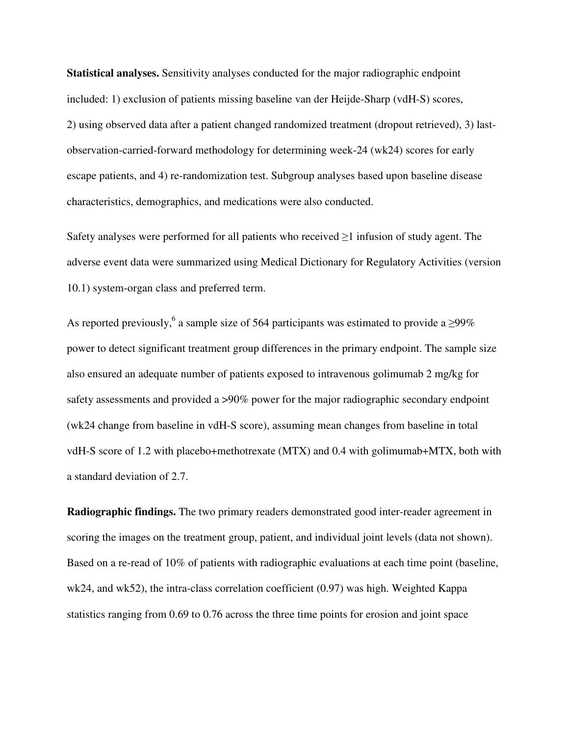**Statistical analyses.** Sensitivity analyses conducted for the major radiographic endpoint included: 1) exclusion of patients missing baseline van der Heijde-Sharp (vdH-S) scores, 2) using observed data after a patient changed randomized treatment (dropout retrieved), 3) last-observation-carried-forward methodology for determining week-24 (wk24) scores for early escape patients, and 4) re-randomization test. Subgroup analyses based upon baseline disease characteristics, demographics, and medications were also conducted.

Safety analyses were performed for all patients who received ≥1 infusion of study agent. The adverse event data were summarized using Medical Dictionary for Regulatory Activities (version 10.1) system-organ class and preferred term.

As reported previously,[6] a sample size of 564 participants was estimated to provide a ≥99% power to detect significant treatment group differences in the primary endpoint. The sample size also ensured an adequate number of patients exposed to intravenous golimumab 2 mg/kg for safety assessments and provided a >90% power for the major radiographic secondary endpoint (wk24 change from baseline in vdH-S score), assuming mean changes from baseline in total vdH-S score of 1.2 with placebo+methotrexate (MTX) and 0.4 with golimumab+MTX, both with a standard deviation of 2.7.

**Radiographic findings.** The two primary readers demonstrated good inter-reader agreement in scoring the images on the treatment group, patient, and individual joint levels (data not shown). Based on a re-read of 10% of patients with radiographic evaluations at each time point (baseline, wk24, and wk52), the intra-class correlation coefficient (0.97) was high. Weighted Kappa statistics ranging from 0.69 to 0.76 across the three time points for erosion and joint space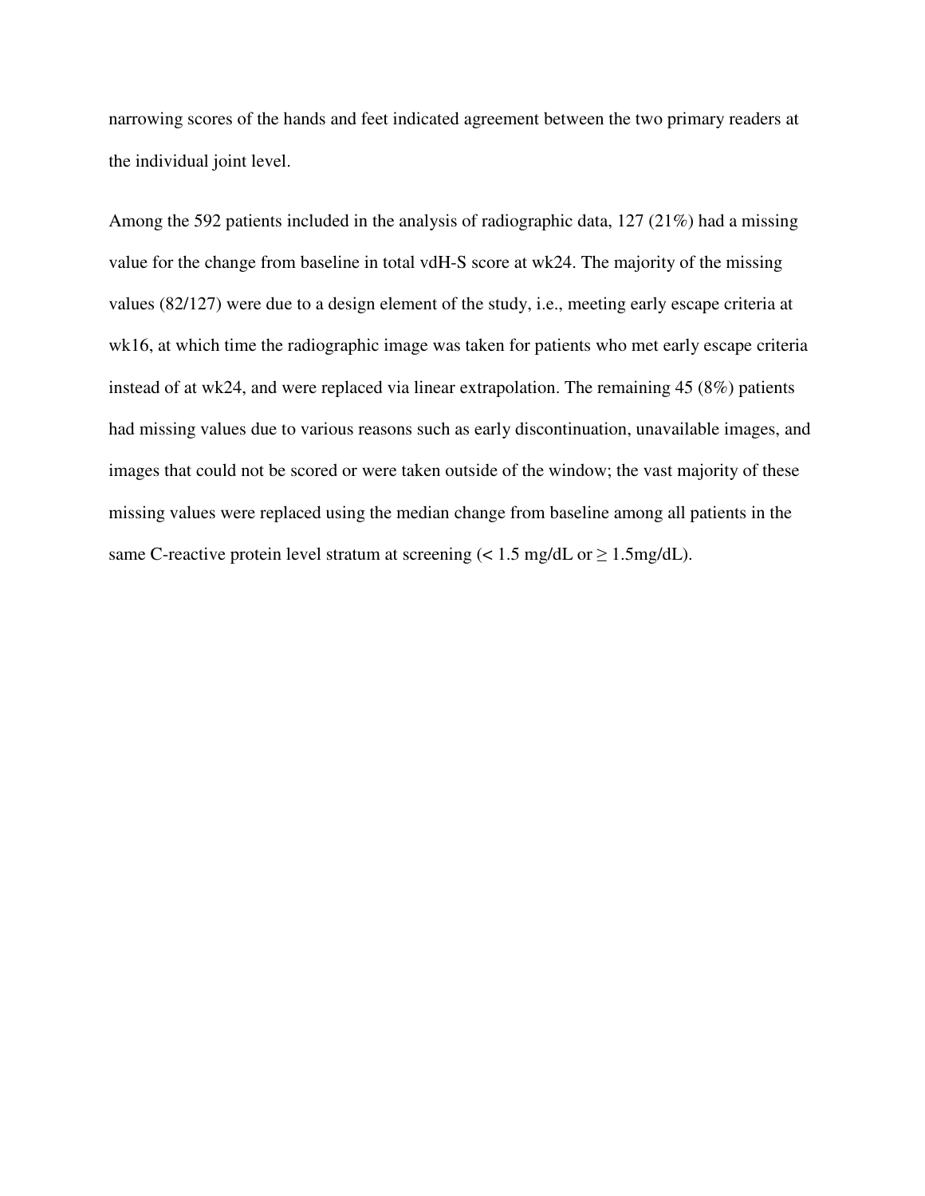narrowing scores of the hands and feet indicated agreement between the two primary readers at the individual joint level.

Among the 592 patients included in the analysis of radiographic data, 127 (21%) had a missing value for the change from baseline in total vdH-S score at wk24. The majority of the missing values (82/127) were due to a design element of the study, i.e., meeting early escape criteria at wk16, at which time the radiographic image was taken for patients who met early escape criteria instead of at wk24, and were replaced via linear extrapolation. The remaining 45 (8%) patients had missing values due to various reasons such as early discontinuation, unavailable images, and images that could not be scored or were taken outside of the window; the vast majority of these missing values were replaced using the median change from baseline among all patients in the same C-reactive protein level stratum at screening ($< 1.5$ mg/dL or $\geq 1.5$mg/dL).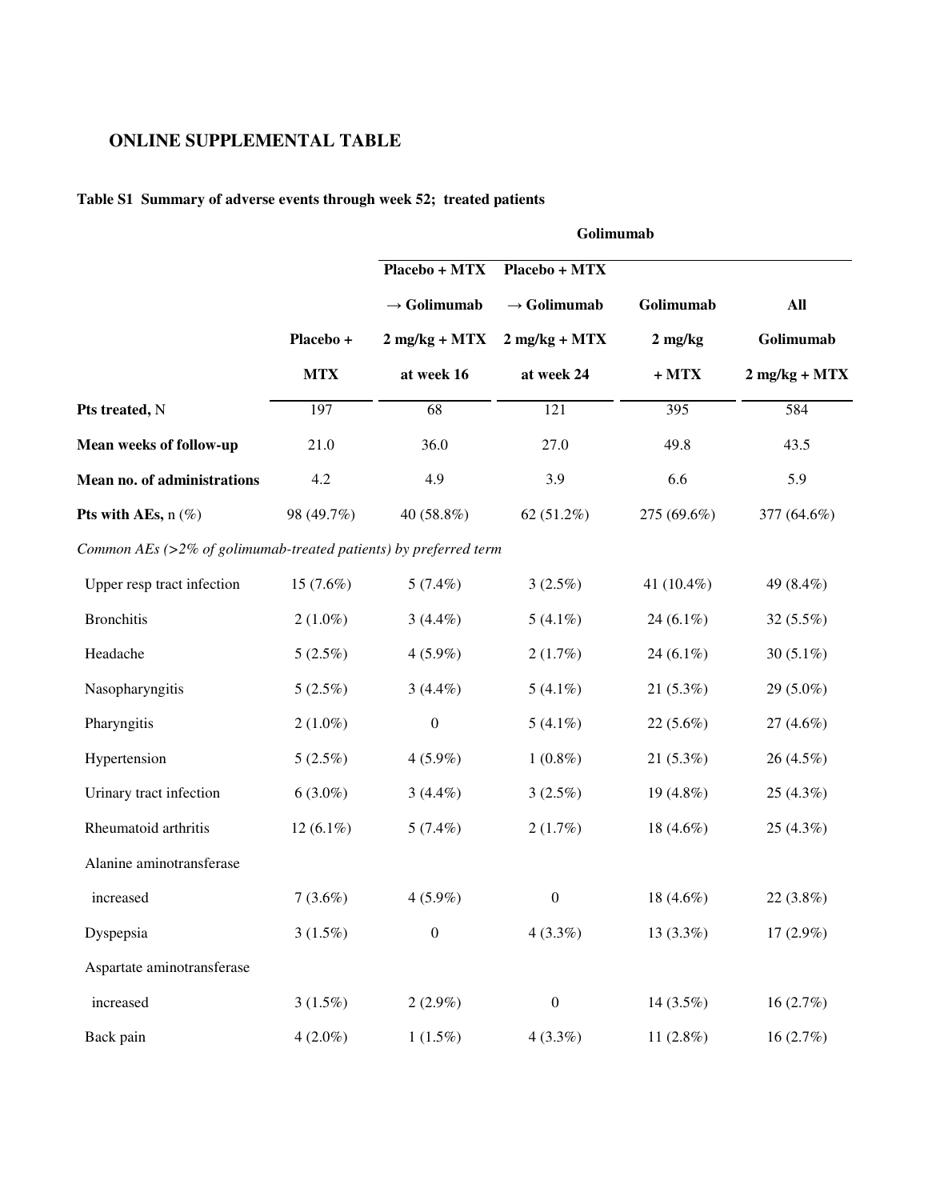## ONLINE SUPPLEMENTAL TABLE

**Table S1 Summary of adverse events through week 52; treated patients**

| | | Golimumab | | | |
|---|---|---|---|---|---|
| | Placebo + MTX | Placebo + MTX → Golimumab 2 mg/kg + MTX at week 16 | Placebo + MTX → Golimumab 2 mg/kg + MTX at week 24 | Golimumab 2 mg/kg + MTX | All Golimumab 2 mg/kg + MTX |
| **Pts treated,** N | 197 | 68 | 121 | 395 | 584 |
| **Mean weeks of follow-up** | 21.0 | 36.0 | 27.0 | 49.8 | 43.5 |
| **Mean no. of administrations** | 4.2 | 4.9 | 3.9 | 6.6 | 5.9 |
| **Pts with AEs,** n (%) | 98 (49.7%) | 40 (58.8%) | 62 (51.2%) | 275 (69.6%) | 377 (64.6%) |
| *Common AEs (>2% of golimumab-treated patients) by preferred term* | | | | | |
| Upper resp tract infection | 15 (7.6%) | 5 (7.4%) | 3 (2.5%) | 41 (10.4%) | 49 (8.4%) |
| Bronchitis | 2 (1.0%) | 3 (4.4%) | 5 (4.1%) | 24 (6.1%) | 32 (5.5%) |
| Headache | 5 (2.5%) | 4 (5.9%) | 2 (1.7%) | 24 (6.1%) | 30 (5.1%) |
| Nasopharyngitis | 5 (2.5%) | 3 (4.4%) | 5 (4.1%) | 21 (5.3%) | 29 (5.0%) |
| Pharyngitis | 2 (1.0%) | 0 | 5 (4.1%) | 22 (5.6%) | 27 (4.6%) |
| Hypertension | 5 (2.5%) | 4 (5.9%) | 1 (0.8%) | 21 (5.3%) | 26 (4.5%) |
| Urinary tract infection | 6 (3.0%) | 3 (4.4%) | 3 (2.5%) | 19 (4.8%) | 25 (4.3%) |
| Rheumatoid arthritis | 12 (6.1%) | 5 (7.4%) | 2 (1.7%) | 18 (4.6%) | 25 (4.3%) |
| Alanine aminotransferase increased | 7 (3.6%) | 4 (5.9%) | 0 | 18 (4.6%) | 22 (3.8%) |
| Dyspepsia | 3 (1.5%) | 0 | 4 (3.3%) | 13 (3.3%) | 17 (2.9%) |
| Aspartate aminotransferase increased | 3 (1.5%) | 2 (2.9%) | 0 | 14 (3.5%) | 16 (2.7%) |
| Back pain | 4 (2.0%) | 1 (1.5%) | 4 (3.3%) | 11 (2.8%) | 16 (2.7%) |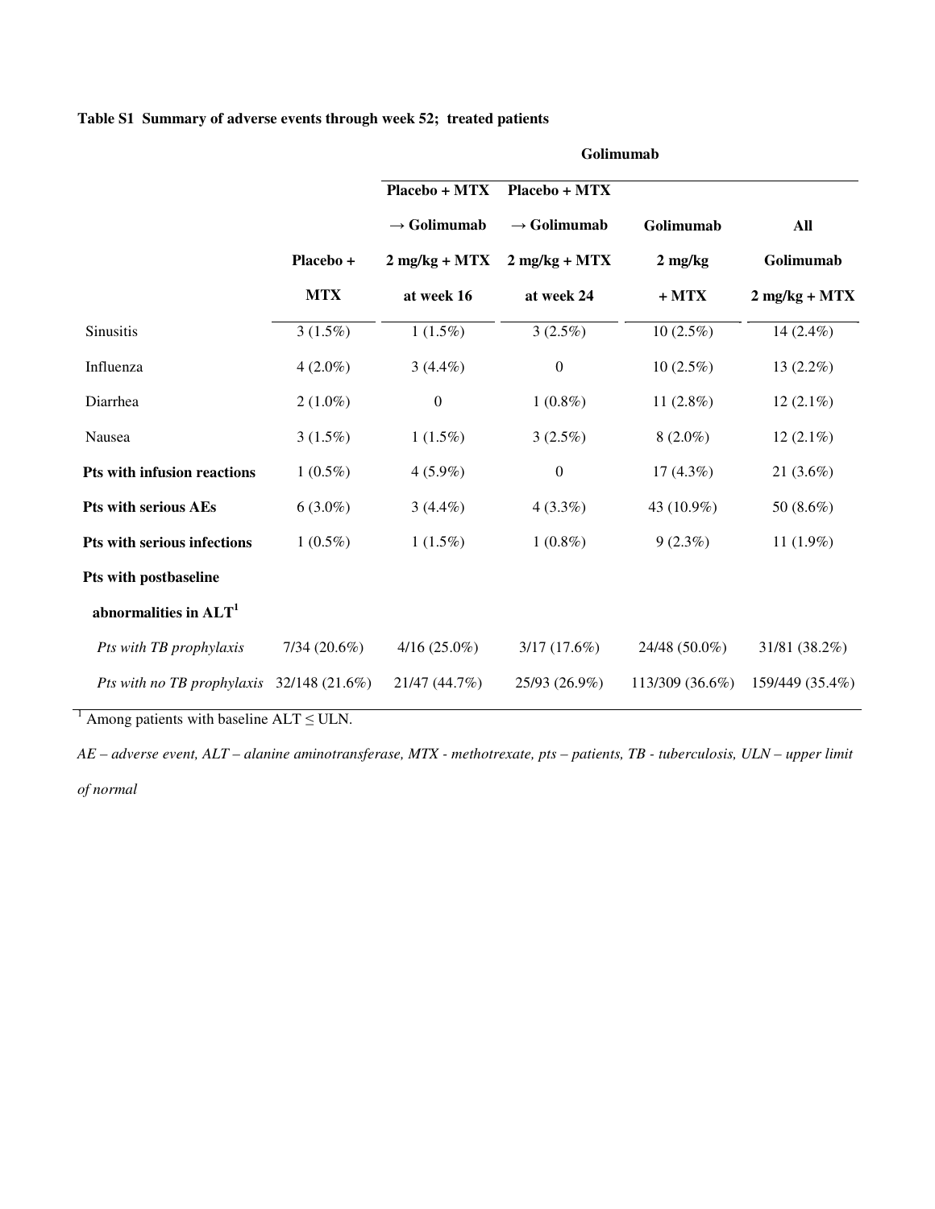**Table S1 Summary of adverse events through week 52; treated patients**

| | | Golumumab | | | |
|---|---|---|---|---|---|
| | Placebo + MTX | Placebo + MTX → Golimumab 2 mg/kg + MTX at week 16 | Placebo + MTX → Golimumab 2 mg/kg + MTX at week 24 | Golimumab 2 mg/kg + MTX | All Golimumab 2 mg/kg + MTX |
| Sinusitis | 3 (1.5%) | 1 (1.5%) | 3 (2.5%) | 10 (2.5%) | 14 (2.4%) |
| Influenza | 4 (2.0%) | 3 (4.4%) | 0 | 10 (2.5%) | 13 (2.2%) |
| Diarrhea | 2 (1.0%) | 0 | 1 (0.8%) | 11 (2.8%) | 12 (2.1%) |
| Nausea | 3 (1.5%) | 1 (1.5%) | 3 (2.5%) | 8 (2.0%) | 12 (2.1%) |
| **Pts with infusion reactions** | 1 (0.5%) | 4 (5.9%) | 0 | 17 (4.3%) | 21 (3.6%) |
| **Pts with serious AEs** | 6 (3.0%) | 3 (4.4%) | 4 (3.3%) | 43 (10.9%) | 50 (8.6%) |
| **Pts with serious infections** | 1 (0.5%) | 1 (1.5%) | 1 (0.8%) | 9 (2.3%) | 11 (1.9%) |
| **Pts with postbaseline abnormalities in ALT[1]** | | | | | |
| *Pts with TB prophylaxis* | 7/34 (20.6%) | 4/16 (25.0%) | 3/17 (17.6%) | 24/48 (50.0%) | 31/81 (38.2%) |
| *Pts with no TB prophylaxis* | 32/148 (21.6%) | 21/47 (44.7%) | 25/93 (26.9%) | 113/309 (36.6%) | 159/449 (35.4%) |

[1] Among patients with baseline ALT ≤ ULN.

*AE – adverse event, ALT – alanine aminotransferase, MTX - methotrexate, pts – patients, TB - tuberculosis, ULN – upper limit of normal*